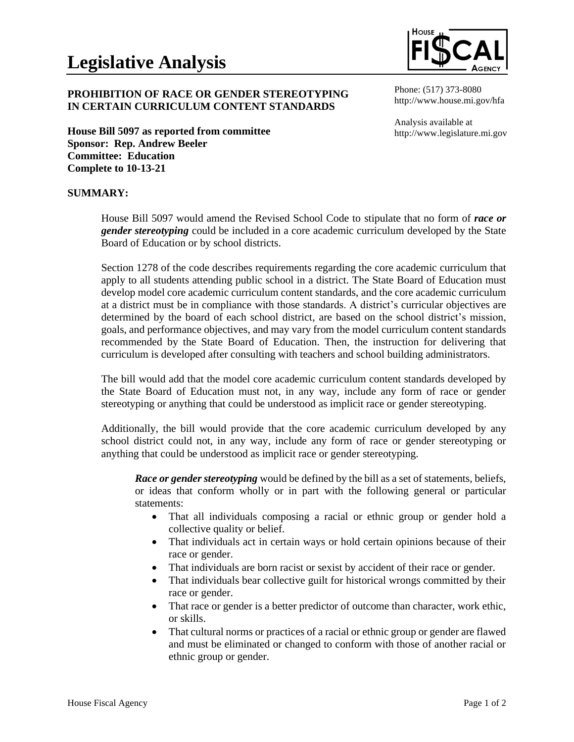# Legislative Analysis

HOUSE FISCAL AGENCY

**PROHIBITION OF RACE OR GENDER STEREOTYPING IN CERTAIN CURRICULUM CONTENT STANDARDS**

Phone: (517) 373-8080
http://www.house.mi.gov/hfa

Analysis available at
http://www.legislature.mi.gov

**House Bill 5097 as reported from committee**
**Sponsor: Rep. Andrew Beeler**
**Committee: Education**
**Complete to 10-13-21**

## SUMMARY:

House Bill 5097 would amend the Revised School Code to stipulate that no form of ***race or gender stereotyping*** could be included in a core academic curriculum developed by the State Board of Education or by school districts.

Section 1278 of the code describes requirements regarding the core academic curriculum that apply to all students attending public school in a district. The State Board of Education must develop model core academic curriculum content standards, and the core academic curriculum at a district must be in compliance with those standards. A district's curricular objectives are determined by the board of each school district, are based on the school district's mission, goals, and performance objectives, and may vary from the model curriculum content standards recommended by the State Board of Education. Then, the instruction for delivering that curriculum is developed after consulting with teachers and school building administrators.

The bill would add that the model core academic curriculum content standards developed by the State Board of Education must not, in any way, include any form of race or gender stereotyping or anything that could be understood as implicit race or gender stereotyping.

Additionally, the bill would provide that the core academic curriculum developed by any school district could not, in any way, include any form of race or gender stereotyping or anything that could be understood as implicit race or gender stereotyping.

> ***Race or gender stereotyping*** would be defined by the bill as a set of statements, beliefs, or ideas that conform wholly or in part with the following general or particular statements:
>
> - That all individuals composing a racial or ethnic group or gender hold a collective quality or belief.
> - That individuals act in certain ways or hold certain opinions because of their race or gender.
> - That individuals are born racist or sexist by accident of their race or gender.
> - That individuals bear collective guilt for historical wrongs committed by their race or gender.
> - That race or gender is a better predictor of outcome than character, work ethic, or skills.
> - That cultural norms or practices of a racial or ethnic group or gender are flawed and must be eliminated or changed to conform with those of another racial or ethnic group or gender.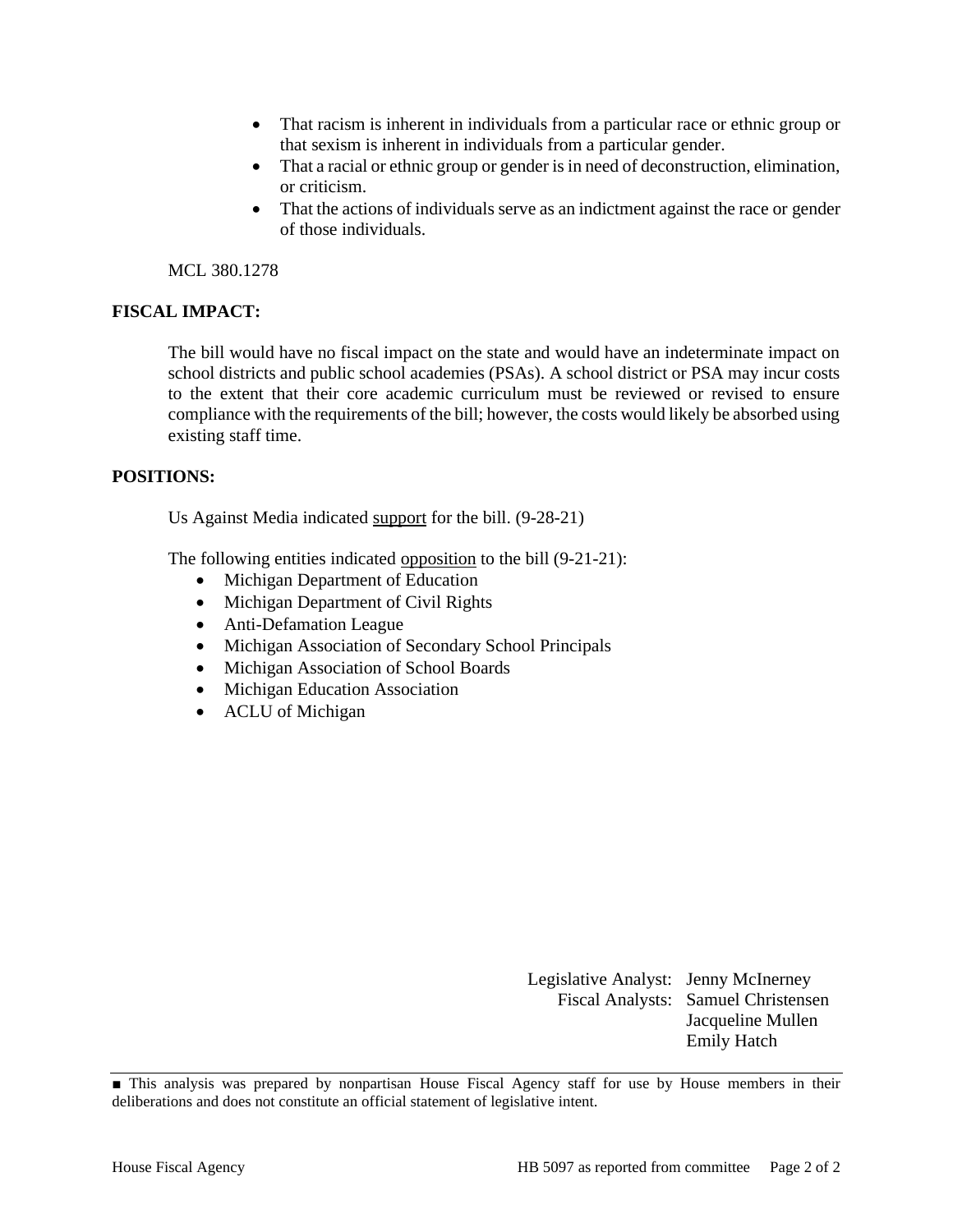- That racism is inherent in individuals from a particular race or ethnic group or that sexism is inherent in individuals from a particular gender.
- That a racial or ethnic group or gender is in need of deconstruction, elimination, or criticism.
- That the actions of individuals serve as an indictment against the race or gender of those individuals.

MCL 380.1278

**FISCAL IMPACT:**

The bill would have no fiscal impact on the state and would have an indeterminate impact on school districts and public school academies (PSAs). A school district or PSA may incur costs to the extent that their core academic curriculum must be reviewed or revised to ensure compliance with the requirements of the bill; however, the costs would likely be absorbed using existing staff time.

**POSITIONS:**

Us Against Media indicated <u>support</u> for the bill. (9-28-21)

The following entities indicated <u>opposition</u> to the bill (9-21-21):

- Michigan Department of Education
- Michigan Department of Civil Rights
- Anti-Defamation League
- Michigan Association of Secondary School Principals
- Michigan Association of School Boards
- Michigan Education Association
- ACLU of Michigan

Legislative Analyst: Jenny McInerney
Fiscal Analysts: Samuel Christensen
Jacqueline Mullen
Emily Hatch

■ This analysis was prepared by nonpartisan House Fiscal Agency staff for use by House members in their deliberations and does not constitute an official statement of legislative intent.